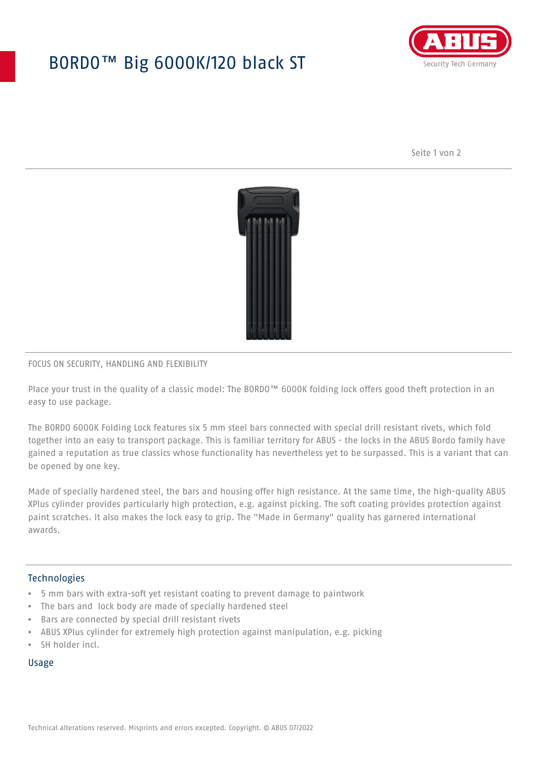# BORDO™ Big 6000K/120 black ST

FOCUS ON SECURITY, HANDLING AND FLEXIBILITY

Place your trust in the quality of a classic model: The BORDO™ 6000K folding lock offers good theft protection in an easy to use package.

The BORDO 6000K Folding Lock features six 5 mm steel bars connected with special drill resistant rivets, which fold together into an easy to transport package. This is familiar territory for ABUS - the locks in the ABUS Bordo family have gained a reputation as true classics whose functionality has nevertheless yet to be surpassed. This is a variant that can be opened by one key.

Made of specially hardened steel, the bars and housing offer high resistance. At the same time, the high-quality ABUS XPlus cylinder provides particularly high protection, e.g. against picking. The soft coating provides protection against paint scratches. It also makes the lock easy to grip. The "Made in Germany" quality has garnered international awards.

## Technologies

- 5 mm bars with extra-soft yet resistant coating to prevent damage to paintwork
- The bars and lock body are made of specially hardened steel
- Bars are connected by special drill resistant rivets
- ABUS XPlus cylinder for extremely high protection against manipulation, e.g. picking
- SH holder incl.

## Usage

Technical alterations reserved. Misprints and errors excepted. Copyright. © ABUS 07/2022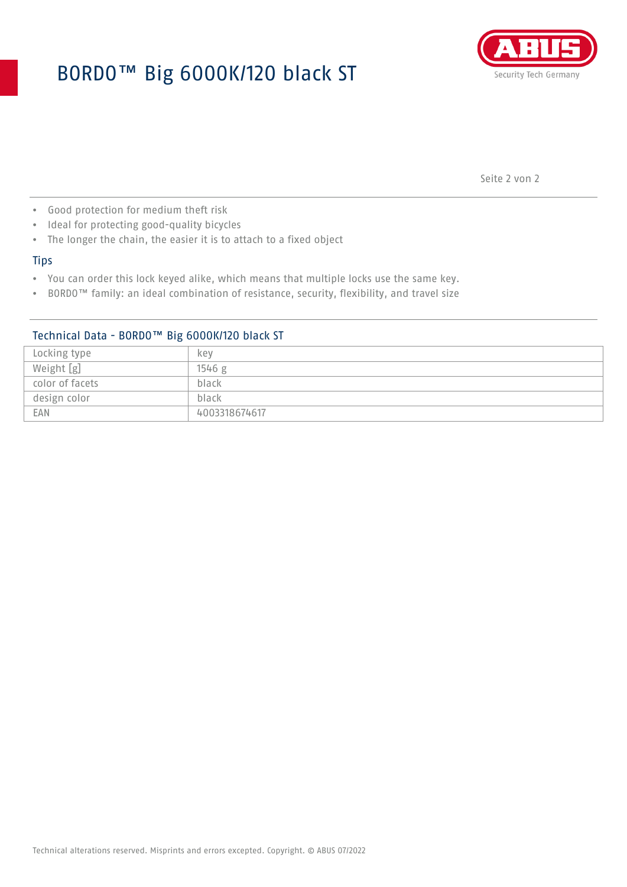# BORDO™ Big 6000K/120 black ST

- Good protection for medium theft risk
- Ideal for protecting good-quality bicycles
- The longer the chain, the easier it is to attach to a fixed object

## Tips

- You can order this lock keyed alike, which means that multiple locks use the same key.
- BORDO™ family: an ideal combination of resistance, security, flexibility, and travel size

## Technical Data - BORDO™ Big 6000K/120 black ST

| | |
|---|---|
| Locking type | key |
| Weight [g] | 1546 g |
| color of facets | black |
| design color | black |
| EAN | 4003318674617 |

Technical alterations reserved. Misprints and errors excepted. Copyright. © ABUS 07/2022